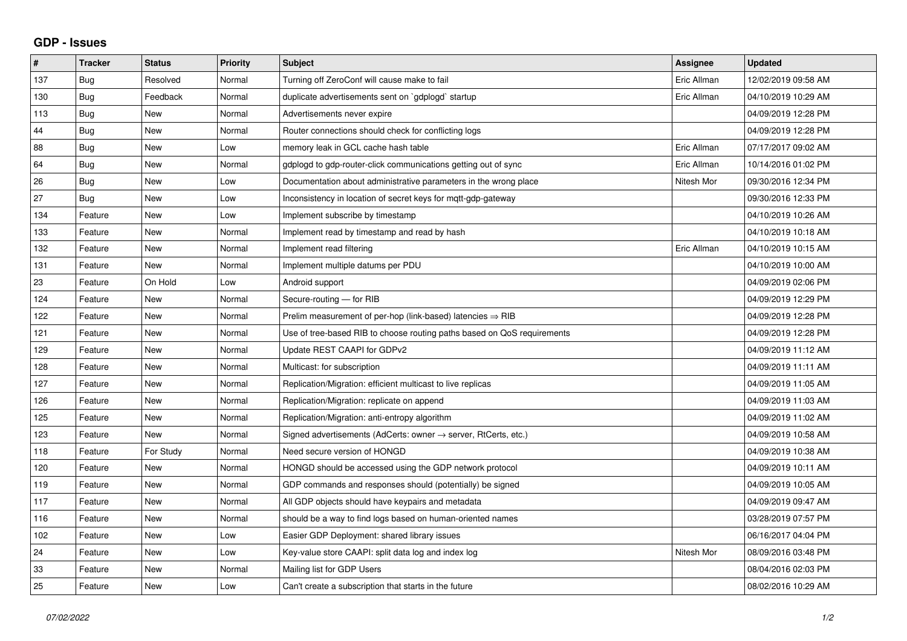## GDP - Issues

| # | Tracker | Status | Priority | Subject | Assignee | Updated |
|---|---|---|---|---|---|---|
| 137 | Bug | Resolved | Normal | Turning off ZeroConf will cause make to fail | Eric Allman | 12/02/2019 09:58 AM |
| 130 | Bug | Feedback | Normal | duplicate advertisements sent on `gdplogd` startup | Eric Allman | 04/10/2019 10:29 AM |
| 113 | Bug | New | Normal | Advertisements never expire |  | 04/09/2019 12:28 PM |
| 44 | Bug | New | Normal | Router connections should check for conflicting logs |  | 04/09/2019 12:28 PM |
| 88 | Bug | New | Low | memory leak in GCL cache hash table | Eric Allman | 07/17/2017 09:02 AM |
| 64 | Bug | New | Normal | gdplogd to gdp-router-click communications getting out of sync | Eric Allman | 10/14/2016 01:02 PM |
| 26 | Bug | New | Low | Documentation about administrative parameters in the wrong place | Nitesh Mor | 09/30/2016 12:34 PM |
| 27 | Bug | New | Low | Inconsistency in location of secret keys for mqtt-gdp-gateway |  | 09/30/2016 12:33 PM |
| 134 | Feature | New | Low | Implement subscribe by timestamp |  | 04/10/2019 10:26 AM |
| 133 | Feature | New | Normal | Implement read by timestamp and read by hash |  | 04/10/2019 10:18 AM |
| 132 | Feature | New | Normal | Implement read filtering | Eric Allman | 04/10/2019 10:15 AM |
| 131 | Feature | New | Normal | Implement multiple datums per PDU |  | 04/10/2019 10:00 AM |
| 23 | Feature | On Hold | Low | Android support |  | 04/09/2019 02:06 PM |
| 124 | Feature | New | Normal | Secure-routing — for RIB |  | 04/09/2019 12:29 PM |
| 122 | Feature | New | Normal | Prelim measurement of per-hop (link-based) latencies ⇒ RIB |  | 04/09/2019 12:28 PM |
| 121 | Feature | New | Normal | Use of tree-based RIB to choose routing paths based on QoS requirements |  | 04/09/2019 12:28 PM |
| 129 | Feature | New | Normal | Update REST CAAPI for GDPv2 |  | 04/09/2019 11:12 AM |
| 128 | Feature | New | Normal | Multicast: for subscription |  | 04/09/2019 11:11 AM |
| 127 | Feature | New | Normal | Replication/Migration: efficient multicast to live replicas |  | 04/09/2019 11:05 AM |
| 126 | Feature | New | Normal | Replication/Migration: replicate on append |  | 04/09/2019 11:03 AM |
| 125 | Feature | New | Normal | Replication/Migration: anti-entropy algorithm |  | 04/09/2019 11:02 AM |
| 123 | Feature | New | Normal | Signed advertisements (AdCerts: owner → server, RtCerts, etc.) |  | 04/09/2019 10:58 AM |
| 118 | Feature | For Study | Normal | Need secure version of HONGD |  | 04/09/2019 10:38 AM |
| 120 | Feature | New | Normal | HONGD should be accessed using the GDP network protocol |  | 04/09/2019 10:11 AM |
| 119 | Feature | New | Normal | GDP commands and responses should (potentially) be signed |  | 04/09/2019 10:05 AM |
| 117 | Feature | New | Normal | All GDP objects should have keypairs and metadata |  | 04/09/2019 09:47 AM |
| 116 | Feature | New | Normal | should be a way to find logs based on human-oriented names |  | 03/28/2019 07:57 PM |
| 102 | Feature | New | Low | Easier GDP Deployment: shared library issues |  | 06/16/2017 04:04 PM |
| 24 | Feature | New | Low | Key-value store CAAPI: split data log and index log | Nitesh Mor | 08/09/2016 03:48 PM |
| 33 | Feature | New | Normal | Mailing list for GDP Users |  | 08/04/2016 02:03 PM |
| 25 | Feature | New | Low | Can't create a subscription that starts in the future |  | 08/02/2016 10:29 AM |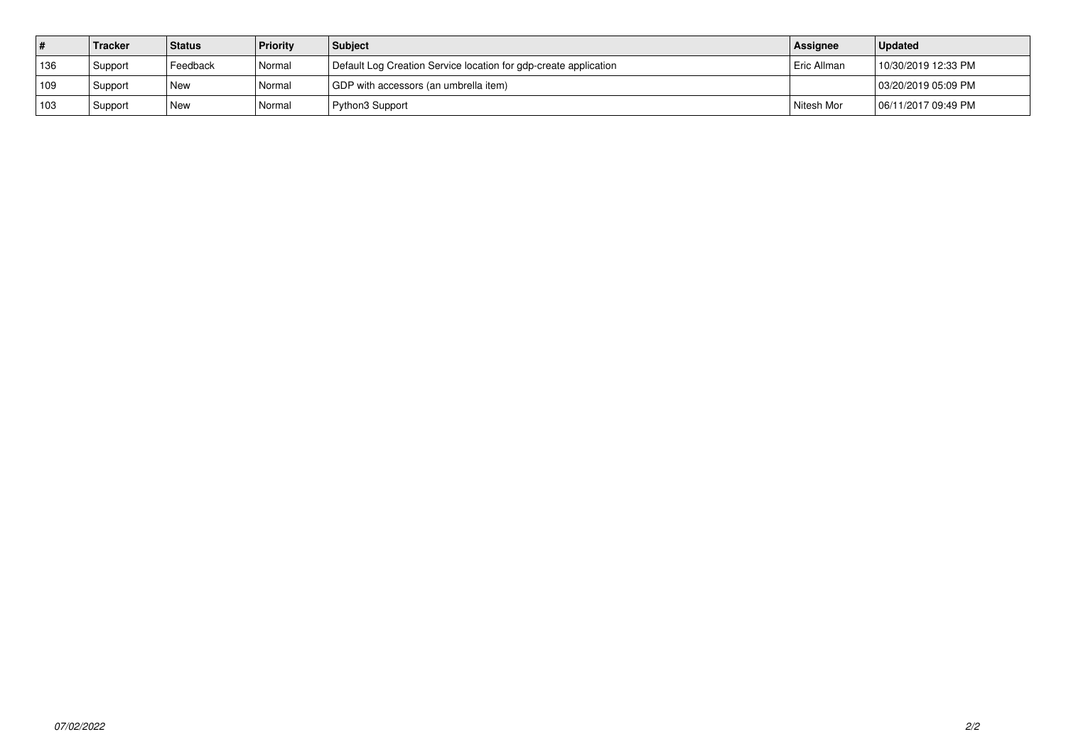| # | Tracker | Status | Priority | Subject | Assignee | Updated |
| --- | --- | --- | --- | --- | --- | --- |
| 136 | Support | Feedback | Normal | Default Log Creation Service location for gdp-create application | Eric Allman | 10/30/2019 12:33 PM |
| 109 | Support | New | Normal | GDP with accessors (an umbrella item) | | 03/20/2019 05:09 PM |
| 103 | Support | New | Normal | Python3 Support | Nitesh Mor | 06/11/2017 09:49 PM |